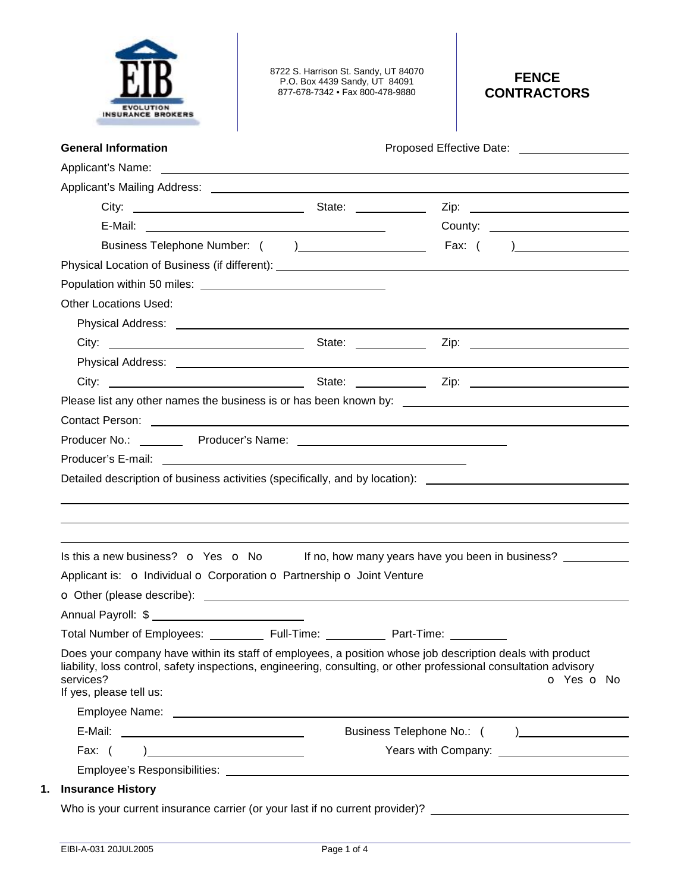8722 S. Harrison St. Sandy, UT 84070
P.O. Box 4439 Sandy, UT 84091
877-678-7342 • Fax 800-478-9880

# FENCE CONTRACTORS

**General Information** Proposed Effective Date: ______________

Applicant's Name: ______________________________

Applicant's Mailing Address: ______________________________

City: ______________ State: ________ Zip: ______________

E-Mail: ______________________ County: ______________

Business Telephone Number: ( ) ______________ Fax: ( ) ______________

Physical Location of Business (if different): ______________________________

Population within 50 miles: ______________

Other Locations Used:

Physical Address: ______________________________

City: ______________ State: ________ Zip: ______________

Physical Address: ______________________________

City: ______________ State: ________ Zip: ______________

Please list any other names the business is or has been known by: ______________

Contact Person: ______________________________

Producer No.: ________ Producer's Name: ______________________

Producer's E-mail: ______________________

Detailed description of business activities (specifically, and by location): ______________

______________________________

______________________________

______________________________

Is this a new business? o Yes o No If no, how many years have you been in business? ________

Applicant is: o Individual o Corporation o Partnership o Joint Venture

o Other (please describe): ______________________________

Annual Payroll: $ ______________

Total Number of Employees: ________ Full-Time: ________ Part-Time: ________

Does your company have within its staff of employees, a position whose job description deals with product liability, loss control, safety inspections, engineering, consulting, or other professional consultation advisory services? o Yes o No

If yes, please tell us:

Employee Name: ______________________________

E-Mail: ______________ Business Telephone No.: ( ) ______________

Fax: ( ) ______________ Years with Company: ______________

Employee's Responsibilities: ______________________________

## 1. Insurance History

Who is your current insurance carrier (or your last if no current provider)? ______________

EIBI-A-031 20JUL2005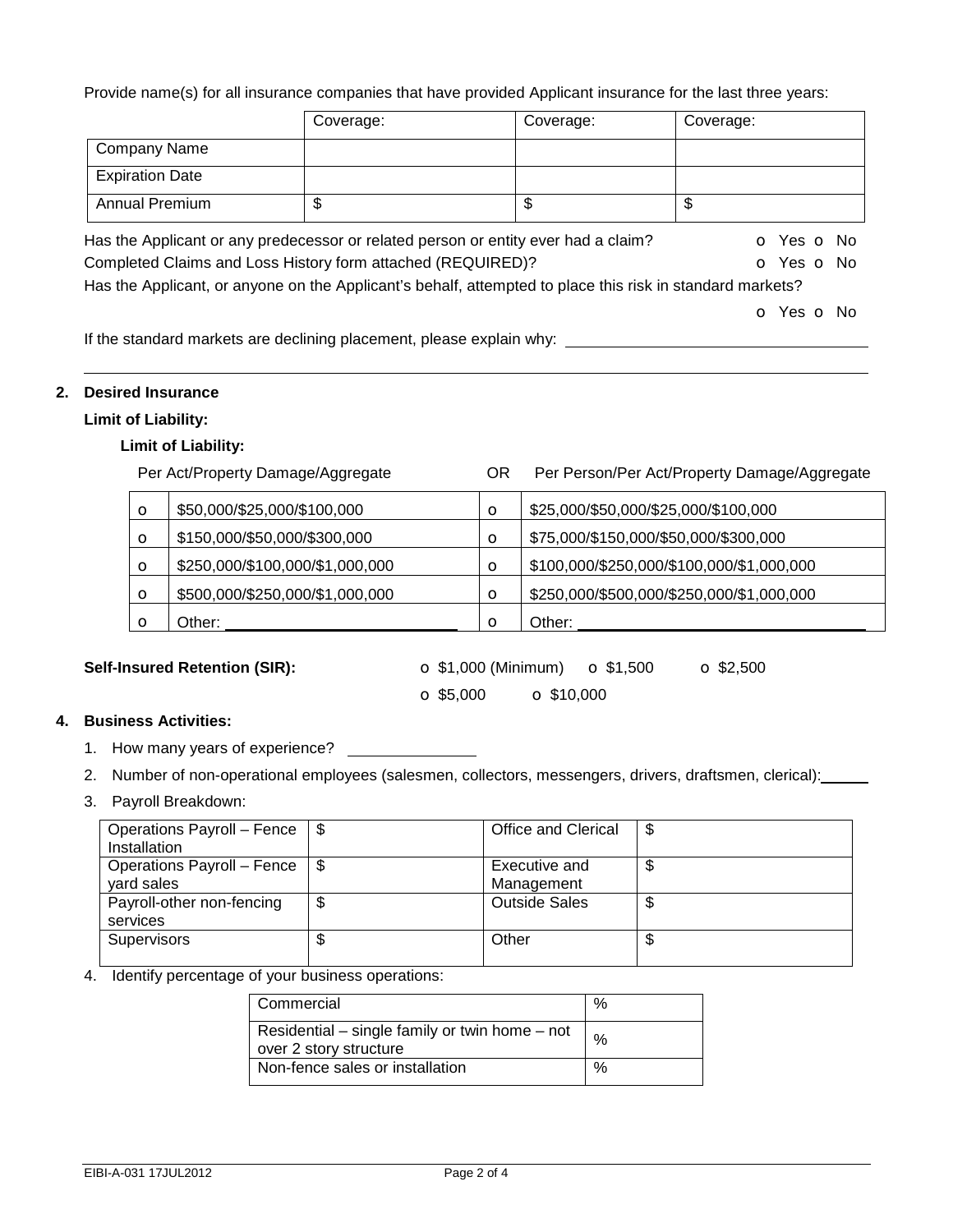Provide name(s) for all insurance companies that have provided Applicant insurance for the last three years:

| | Coverage: | Coverage: | Coverage: |
|---|---|---|---|
| Company Name | | | |
| Expiration Date | | | |
| Annual Premium | $ | $ | $ |

Has the Applicant or any predecessor or related person or entity ever had a claim? o Yes o No

Completed Claims and Loss History form attached (REQUIRED)? o Yes o No

Has the Applicant, or anyone on the Applicant's behalf, attempted to place this risk in standard markets? o Yes o No

If the standard markets are declining placement, please explain why: ______________________________________

______________________________________________________________________________

**2. Desired Insurance**

**Limit of Liability:**

**Limit of Liability:**

| | Per Act/Property Damage/Aggregate | OR | Per Person/Per Act/Property Damage/Aggregate |
|---|---|---|---|
| o | $50,000/$25,000/$100,000 | o | $25,000/$50,000/$25,000/$100,000 |
| o | $150,000/$50,000/$300,000 | o | $75,000/$150,000/$50,000/$300,000 |
| o | $250,000/$100,000/$1,000,000 | o | $100,000/$250,000/$100,000/$1,000,000 |
| o | $500,000/$250,000/$1,000,000 | o | $250,000/$500,000/$250,000/$1,000,000 |
| o | Other: ____________________ | o | Other: ____________________ |

**Self-Insured Retention (SIR):** o $1,000 (Minimum) o $1,500 o $2,500 o $5,000 o $10,000

**4. Business Activities:**

1. How many years of experience? ____________
2. Number of non-operational employees (salesmen, collectors, messengers, drivers, draftsmen, clerical): _____
3. Payroll Breakdown:

| | | | |
|---|---|---|---|
| Operations Payroll – Fence Installation | $ | Office and Clerical | $ |
| Operations Payroll – Fence yard sales | $ | Executive and Management | $ |
| Payroll-other non-fencing services | $ | Outside Sales | $ |
| Supervisors | $ | Other | $ |

4. Identify percentage of your business operations:

| | |
|---|---|
| Commercial | % |
| Residential – single family or twin home – not over 2 story structure | % |
| Non-fence sales or installation | % |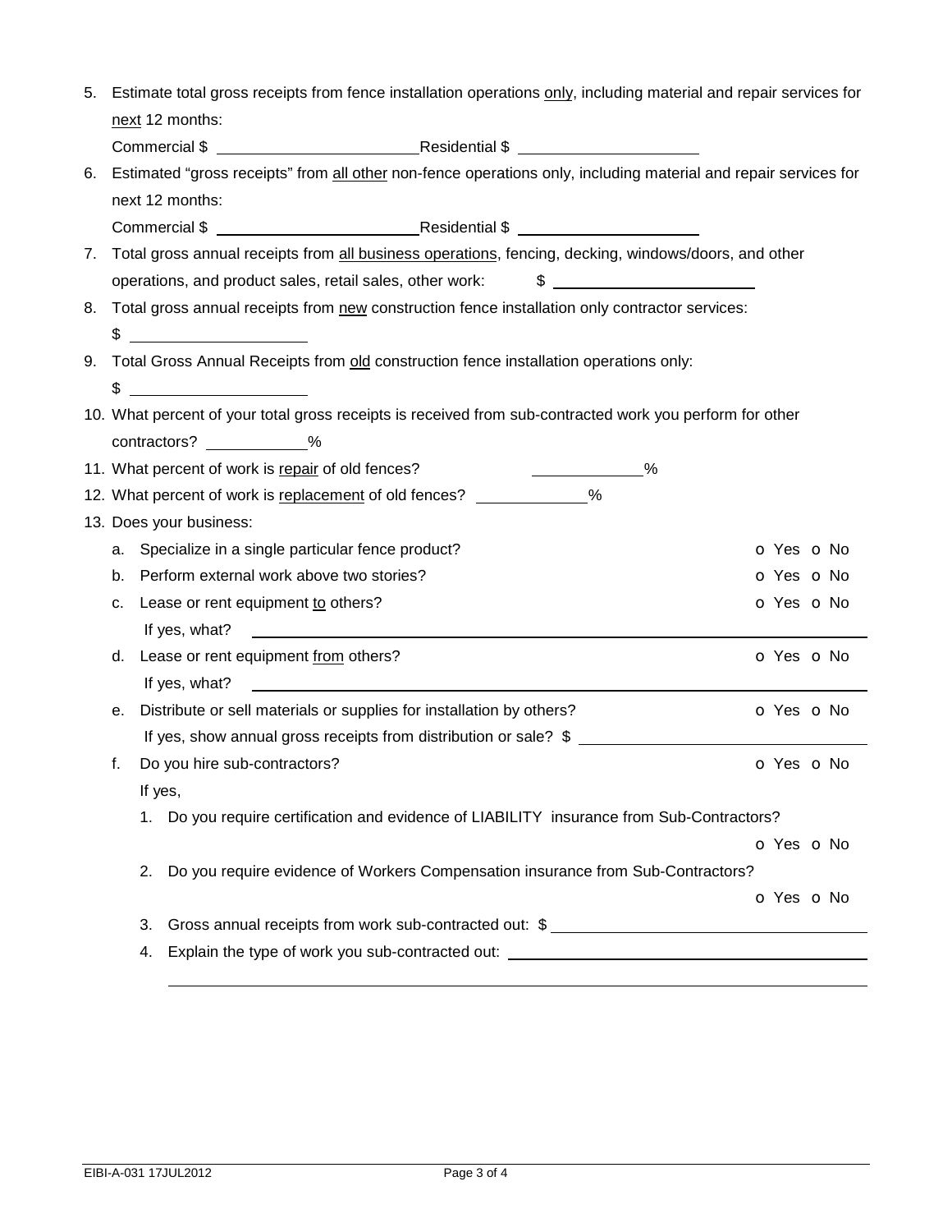5. Estimate total gross receipts from fence installation operations only, including material and repair services for next 12 months:

   Commercial $ ______________________ Residential $ ____________________

6. Estimated "gross receipts" from all other non-fence operations only, including material and repair services for next 12 months:

   Commercial $ ______________________ Residential $ ____________________

7. Total gross annual receipts from all business operations, fencing, decking, windows/doors, and other operations, and product sales, retail sales, other work: $ ______________________

8. Total gross annual receipts from new construction fence installation only contractor services:

   $ ____________________

9. Total Gross Annual Receipts from old construction fence installation operations only:

   $ ____________________

10. What percent of your total gross receipts is received from sub-contracted work you perform for other contractors? __________%

11. What percent of work is repair of old fences? __________%

12. What percent of work is replacement of old fences? __________%

13. Does your business:

    a. Specialize in a single particular fence product? o Yes o No

    b. Perform external work above two stories? o Yes o No

    c. Lease or rent equipment to others? o Yes o No

       If yes, what? ____________________________________________

    d. Lease or rent equipment from others? o Yes o No

       If yes, what? ____________________________________________

    e. Distribute or sell materials or supplies for installation by others? o Yes o No

       If yes, show annual gross receipts from distribution or sale? $ ______________________

    f. Do you hire sub-contractors? o Yes o No

       If yes,

       1. Do you require certification and evidence of LIABILITY insurance from Sub-Contractors?

          o Yes o No

       2. Do you require evidence of Workers Compensation insurance from Sub-Contractors?

          o Yes o No

       3. Gross annual receipts from work sub-contracted out: $ ______________________

       4. Explain the type of work you sub-contracted out: ______________________

          ____________________________________________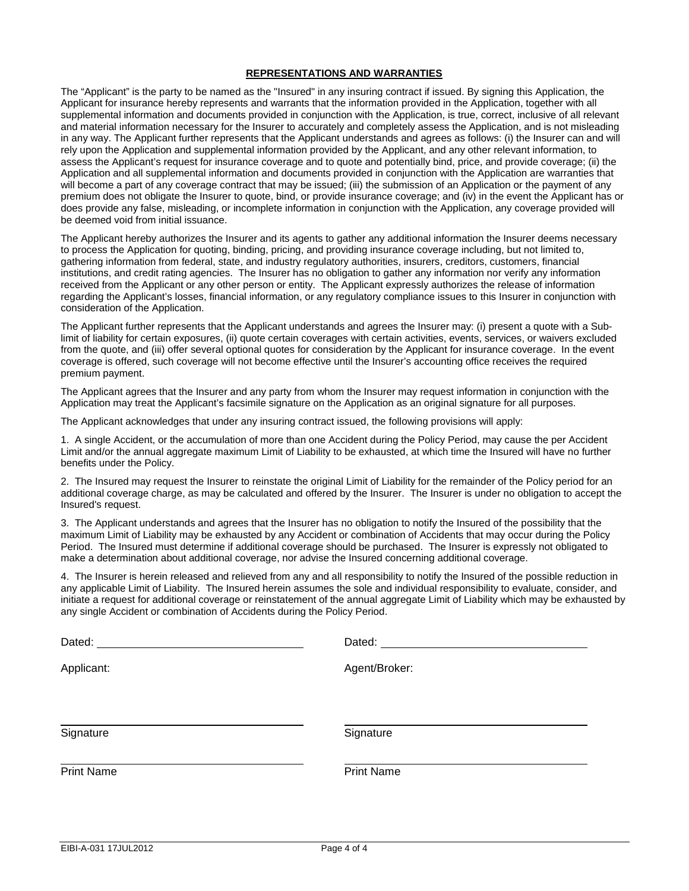## REPRESENTATIONS AND WARRANTIES

The "Applicant" is the party to be named as the "Insured" in any insuring contract if issued. By signing this Application, the Applicant for insurance hereby represents and warrants that the information provided in the Application, together with all supplemental information and documents provided in conjunction with the Application, is true, correct, inclusive of all relevant and material information necessary for the Insurer to accurately and completely assess the Application, and is not misleading in any way. The Applicant further represents that the Applicant understands and agrees as follows: (i) the Insurer can and will rely upon the Application and supplemental information provided by the Applicant, and any other relevant information, to assess the Applicant's request for insurance coverage and to quote and potentially bind, price, and provide coverage; (ii) the Application and all supplemental information and documents provided in conjunction with the Application are warranties that will become a part of any coverage contract that may be issued; (iii) the submission of an Application or the payment of any premium does not obligate the Insurer to quote, bind, or provide insurance coverage; and (iv) in the event the Applicant has or does provide any false, misleading, or incomplete information in conjunction with the Application, any coverage provided will be deemed void from initial issuance.

The Applicant hereby authorizes the Insurer and its agents to gather any additional information the Insurer deems necessary to process the Application for quoting, binding, pricing, and providing insurance coverage including, but not limited to, gathering information from federal, state, and industry regulatory authorities, insurers, creditors, customers, financial institutions, and credit rating agencies. The Insurer has no obligation to gather any information nor verify any information received from the Applicant or any other person or entity. The Applicant expressly authorizes the release of information regarding the Applicant's losses, financial information, or any regulatory compliance issues to this Insurer in conjunction with consideration of the Application.

The Applicant further represents that the Applicant understands and agrees the Insurer may: (i) present a quote with a Sub-limit of liability for certain exposures, (ii) quote certain coverages with certain activities, events, services, or waivers excluded from the quote, and (iii) offer several optional quotes for consideration by the Applicant for insurance coverage. In the event coverage is offered, such coverage will not become effective until the Insurer's accounting office receives the required premium payment.

The Applicant agrees that the Insurer and any party from whom the Insurer may request information in conjunction with the Application may treat the Applicant's facsimile signature on the Application as an original signature for all purposes.

The Applicant acknowledges that under any insuring contract issued, the following provisions will apply:

1. A single Accident, or the accumulation of more than one Accident during the Policy Period, may cause the per Accident Limit and/or the annual aggregate maximum Limit of Liability to be exhausted, at which time the Insured will have no further benefits under the Policy.

2. The Insured may request the Insurer to reinstate the original Limit of Liability for the remainder of the Policy period for an additional coverage charge, as may be calculated and offered by the Insurer. The Insurer is under no obligation to accept the Insured's request.

3. The Applicant understands and agrees that the Insurer has no obligation to notify the Insured of the possibility that the maximum Limit of Liability may be exhausted by any Accident or combination of Accidents that may occur during the Policy Period. The Insured must determine if additional coverage should be purchased. The Insurer is expressly not obligated to make a determination about additional coverage, nor advise the Insured concerning additional coverage.

4. The Insurer is herein released and relieved from any and all responsibility to notify the Insured of the possible reduction in any applicable Limit of Liability. The Insured herein assumes the sole and individual responsibility to evaluate, consider, and initiate a request for additional coverage or reinstatement of the annual aggregate Limit of Liability which may be exhausted by any single Accident or combination of Accidents during the Policy Period.

Dated: ______________________________

Applicant:

______________________________
Signature

______________________________
Print Name

Dated: ______________________________

Agent/Broker:

______________________________
Signature

______________________________
Print Name

EIBI-A-031 17JUL2012